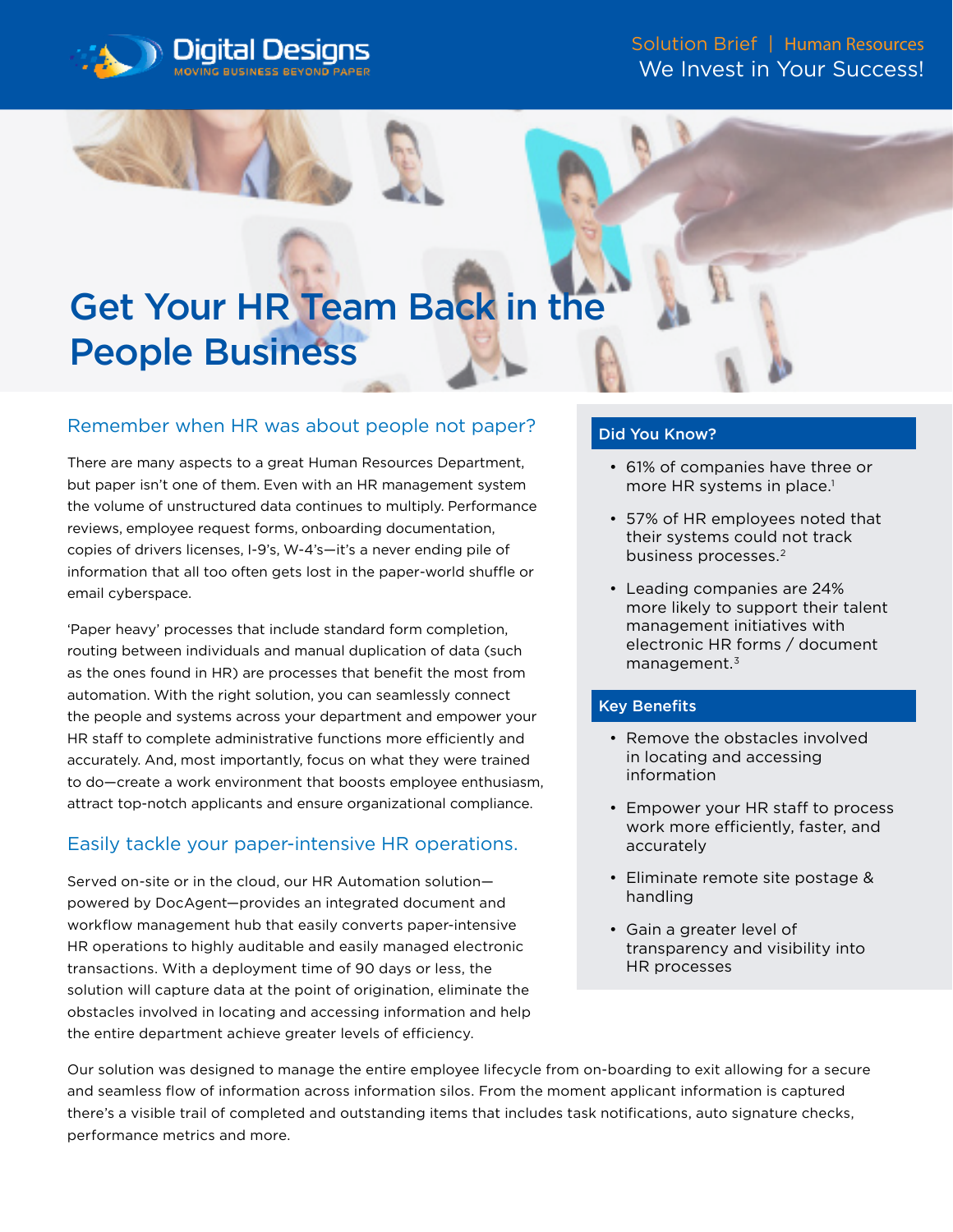Digital Designs
MOVING BUSINESS BEYOND PAPER

Solution Brief | Human Resources
We Invest in Your Success!

# Get Your HR Team Back in the People Business

## Remember when HR was about people not paper?

There are many aspects to a great Human Resources Department, but paper isn't one of them. Even with an HR management system the volume of unstructured data continues to multiply. Performance reviews, employee request forms, onboarding documentation, copies of drivers licenses, I-9's, W-4's—it's a never ending pile of information that all too often gets lost in the paper-world shuffle or email cyberspace.

'Paper heavy' processes that include standard form completion, routing between individuals and manual duplication of data (such as the ones found in HR) are processes that benefit the most from automation. With the right solution, you can seamlessly connect the people and systems across your department and empower your HR staff to complete administrative functions more efficiently and accurately. And, most importantly, focus on what they were trained to do—create a work environment that boosts employee enthusiasm, attract top-notch applicants and ensure organizational compliance.

## Easily tackle your paper-intensive HR operations.

Served on-site or in the cloud, our HR Automation solution—powered by DocAgent—provides an integrated document and workflow management hub that easily converts paper-intensive HR operations to highly auditable and easily managed electronic transactions. With a deployment time of 90 days or less, the solution will capture data at the point of origination, eliminate the obstacles involved in locating and accessing information and help the entire department achieve greater levels of efficiency.

Our solution was designed to manage the entire employee lifecycle from on-boarding to exit allowing for a secure and seamless flow of information across information silos. From the moment applicant information is captured there's a visible trail of completed and outstanding items that includes task notifications, auto signature checks, performance metrics and more.

### Did You Know?

- 61% of companies have three or more HR systems in place.[1]
- 57% of HR employees noted that their systems could not track business processes.[2]
- Leading companies are 24% more likely to support their talent management initiatives with electronic HR forms / document management.[3]

### Key Benefits

- Remove the obstacles involved in locating and accessing information
- Empower your HR staff to process work more efficiently, faster, and accurately
- Eliminate remote site postage & handling
- Gain a greater level of transparency and visibility into HR processes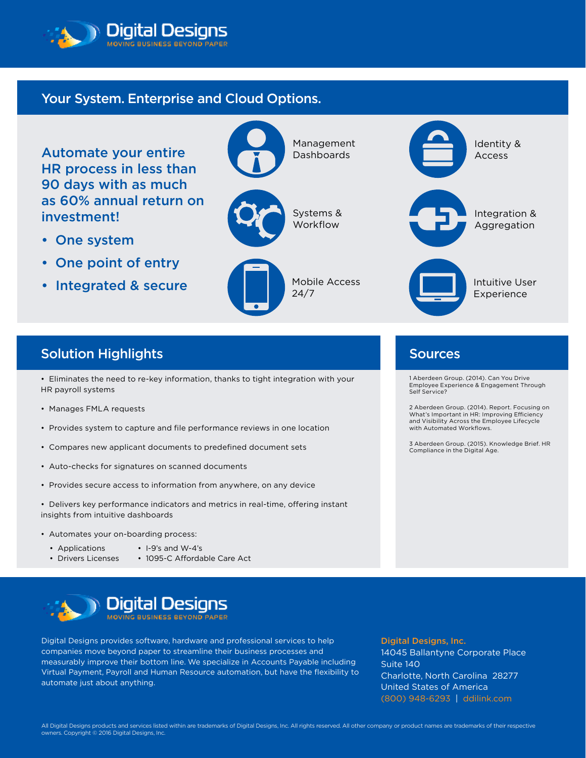# Digital Designs

MOVING BUSINESS BEYOND PAPER

## Your System. Enterprise and Cloud Options.

**Automate your entire HR process in less than 90 days with as much as 60% annual return on investment!**

- One system
- One point of entry
- Integrated & secure

Management Dashboards

Identity & Access

Systems & Workflow

Integration & Aggregation

Mobile Access 24/7

Intuitive User Experience

## Solution Highlights

- Eliminates the need to re-key information, thanks to tight integration with your HR payroll systems
- Manages FMLA requests
- Provides system to capture and file performance reviews in one location
- Compares new applicant documents to predefined document sets
- Auto-checks for signatures on scanned documents
- Provides secure access to information from anywhere, on any device
- Delivers key performance indicators and metrics in real-time, offering instant insights from intuitive dashboards
- Automates your on-boarding process:
  - Applications
  - Drivers Licenses
  - I-9's and W-4's
  - 1095-C Affordable Care Act

## Sources

1 Aberdeen Group. (2014). Can You Drive Employee Experience & Engagement Through Self Service?

2 Aberdeen Group. (2014). Report. Focusing on What's Important in HR: Improving Efficiency and Visibility Across the Employee Lifecycle with Automated Workflows.

3 Aberdeen Group. (2015). Knowledge Brief. HR Compliance in the Digital Age.

# Digital Designs

MOVING BUSINESS BEYOND PAPER

Digital Designs provides software, hardware and professional services to help companies move beyond paper to streamline their business processes and measurably improve their bottom line. We specialize in Accounts Payable including Virtual Payment, Payroll and Human Resource automation, but have the flexibility to automate just about anything.

**Digital Designs, Inc.**
14045 Ballantyne Corporate Place
Suite 140
Charlotte, North Carolina 28277
United States of America
(800) 948-6293 | ddilink.com

All Digital Designs products and services listed within are trademarks of Digital Designs, Inc. All rights reserved. All other company or product names are trademarks of their respective owners. Copyright © 2016 Digital Designs, Inc.